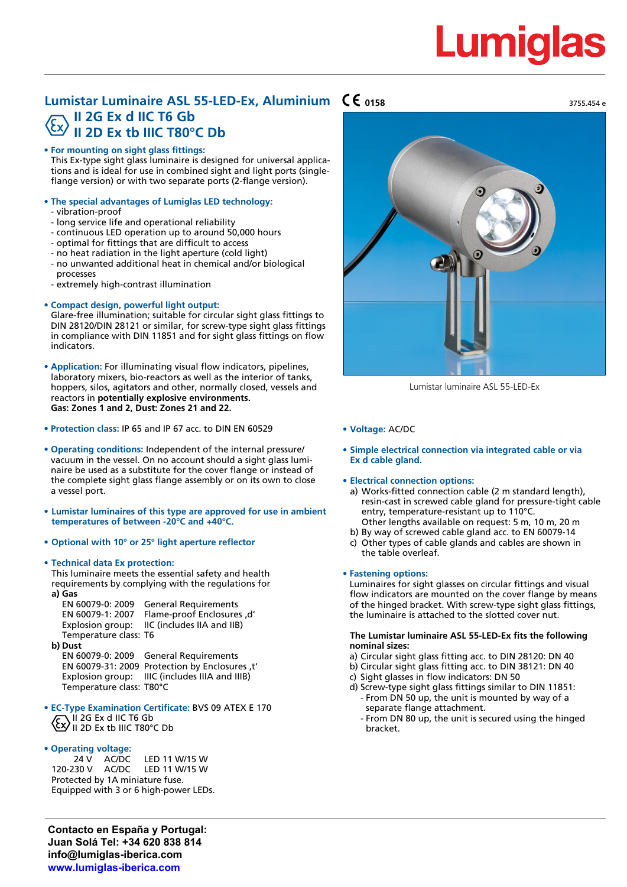Lumiglas

# Lumistar Luminaire ASL 55-LED-Ex, Aluminium

CE 0158

3755.454 e

## II 2G Ex d IIC T6 Gb
## II 2D Ex tb IIIC T80°C Db

**• For mounting on sight glass fittings:**
This Ex-type sight glass luminaire is designed for universal applications and is ideal for use in combined sight and light ports (single-flange version) or with two separate ports (2-flange version).

**• The special advantages of Lumiglas LED technology:**
- vibration-proof
- long service life and operational reliability
- continuous LED operation up to around 50,000 hours
- optimal for fittings that are difficult to access
- no heat radiation in the light aperture (cold light)
- no unwanted additional heat in chemical and/or biological processes
- extremely high-contrast illumination

**• Compact design, powerful light output:**
Glare-free illumination; suitable for circular sight glass fittings to DIN 28120/DIN 28121 or similar, for screw-type sight glass fittings in compliance with DIN 11851 and for sight glass fittings on flow indicators.

**• Application:** For illuminating visual flow indicators, pipelines, laboratory mixers, bio-reactors as well as the interior of tanks, hoppers, silos, agitators and other, normally closed, vessels and reactors in **potentially explosive environments.**
**Gas: Zones 1 and 2, Dust: Zones 21 and 22.**

**• Protection class:** IP 65 and IP 67 acc. to DIN EN 60529

**• Operating conditions:** Independent of the internal pressure/vacuum in the vessel. On no account should a sight glass luminaire be used as a substitute for the cover flange or instead of the complete sight glass flange assembly or on its own to close a vessel port.

**• Lumistar luminaires of this type are approved for use in ambient temperatures of between -20°C and +40°C.**

**• Optional with 10° or 25° light aperture reflector**

**• Technical data Ex protection:**
This luminaire meets the essential safety and health requirements by complying with the regulations for

**a) Gas**

| | |
|---|---|
| EN 60079-0: 2009 | General Requirements |
| EN 60079-1: 2007 | Flame-proof Enclosures ‚d' |
| Explosion group: | IIC (includes IIA and IIB) |
| Temperature class: | T6 |

**b) Dust**

| | |
|---|---|
| EN 60079-0: 2009 | General Requirements |
| EN 60079-31: 2009 | Protection by Enclosures ‚t' |
| Explosion group: | IIIC (includes IIIA and IIIB) |
| Temperature class: | T80°C |

**• EC-Type Examination Certificate:** BVS 09 ATEX E 170
II 2G Ex d IIC T6 Gb
II 2D Ex tb IIIC T80°C Db

**• Operating voltage:**

| | | |
|---|---|---|
| 24 V | AC/DC | LED 11 W/15 W |
| 120-230 V | AC/DC | LED 11 W/15 W |

Protected by 1A miniature fuse.
Equipped with 3 or 6 high-power LEDs.

Lumistar luminaire ASL 55-LED-Ex

**• Voltage:** AC/DC

**• Simple electrical connection via integrated cable or via Ex d cable gland.**

**• Electrical connection options:**
a) Works-fitted connection cable (2 m standard length), resin-cast in screwed cable gland for pressure-tight cable entry, temperature-resistant up to 110°C.
Other lengths available on request: 5 m, 10 m, 20 m
b) By way of screwed cable gland acc. to EN 60079-14
c) Other types of cable glands and cables are shown in the table overleaf.

**• Fastening options:**
Luminaires for sight glasses on circular fittings and visual flow indicators are mounted on the cover flange by means of the hinged bracket. With screw-type sight glass fittings, the luminaire is attached to the slotted cover nut.

**The Lumistar luminaire ASL 55-LED-Ex fits the following nominal sizes:**
a) Circular sight glass fitting acc. to DIN 28120: DN 40
b) Circular sight glass fitting acc. to DIN 38121: DN 40
c) Sight glasses in flow indicators: DN 50
d) Screw-type sight glass fittings similar to DIN 11851:
- From DN 50 up, the unit is mounted by way of a separate flange attachment.
- From DN 80 up, the unit is secured using the hinged bracket.

**Contacto en España y Portugal:**
**Juan Solá Tel: +34 620 838 814**
**info@lumiglas-iberica.com**
**www.lumiglas-iberica.com**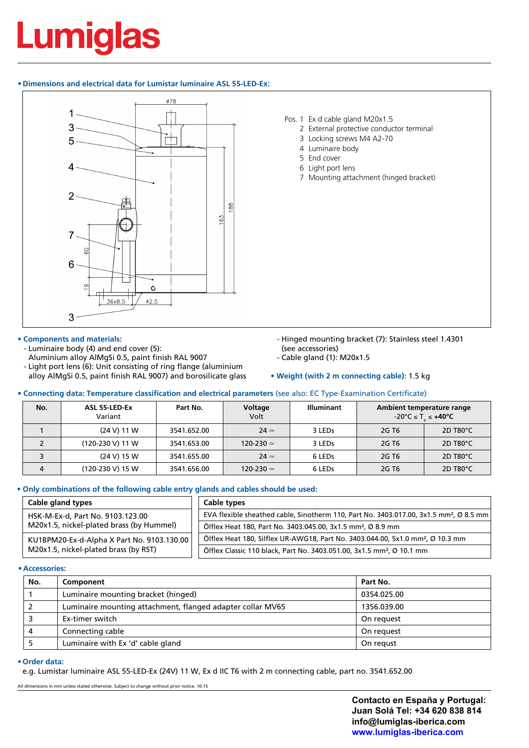# Lumiglas

**• Dimensions and electrical data for Lumistar luminaire ASL 55-LED-Ex:**

ø78

1
3
5
4
2
7
6
3

163
188
60
19
36x8.5
42.5

Pos. 1 Ex d cable gland M20x1.5
2 External protective conductor terminal
3 Locking screws M4 A2-70
4 Luminaire body
5 End cover
6 Light port lens
7 Mounting attachment (hinged bracket)

**• Components and materials:**

- Luminaire body (4) and end cover (5): Aluminium alloy AlMgSi 0.5, paint finish RAL 9007
- Light port lens (6): Unit consisting of ring flange (aluminium alloy AlMgSi 0.5, paint finish RAL 9007) and borosilicate glass
- Hinged mounting bracket (7): Stainless steel 1.4301 (see accessories)
- Cable gland (1): M20x1.5

**• Weight (with 2 m connecting cable):** 1.5 kg

**• Connecting data: Temperature classification and electrical parameters** (see also: EC Type-Examination Certificate)

| No. | ASL 55-LED-Ex Variant | Part No. | Voltage Volt | Illuminant | Ambient temperature range -20°C ≤ $T_a$ ≤ **+40°C** | |
|---|---|---|---|---|---|---|
| 1 | (24 V) 11 W | 3541.652.00 | 24 ≃ | 3 LEDs | 2G T6 | 2D T80°C |
| 2 | (120-230 V) 11 W | 3541.653.00 | 120-230 ≃ | 3 LEDs | 2G T6 | 2D T80°C |
| 3 | (24 V) 15 W | 3541.655.00 | 24 ≃ | 6 LEDs | 2G T6 | 2D T80°C |
| 4 | (120-230 V) 15 W | 3541.656.00 | 120-230 ≃ | 6 LEDs | 2G T6 | 2D T80°C |

**• Only combinations of the following cable entry glands and cables should be used:**

| Cable gland types |
|---|
| HSK-M-Ex-d, Part No. 9103.123.00 M20x1.5, nickel-plated brass (by Hummel) |
| KU1BPM20-Ex-d-Alpha X Part No. 9103.130.00 M20x1.5, nickel-plated brass (by RST) |

| Cable types |
|---|
| EVA flexible sheathed cable, Sinotherm 110, Part No. 3403.017.00, 3x1.5 mm², Ø 8.5 mm |
| Ölflex Heat 180, Part No. 3403.045.00, 3x1.5 mm², Ø 8.9 mm |
| Ölflex Heat 180, Silflex UR-AWG18, Part No. 3403.044.00, 5x1.0 mm², Ø 10.3 mm |
| Ölflex Classic 110 black, Part No. 3403.051.00, 3x1.5 mm², Ø 10.1 mm |

**• Accessories:**

| No. | Component | Part No. |
|---|---|---|
| 1 | Luminaire mounting bracket (hinged) | 0354.025.00 |
| 2 | Luminaire mounting attachment, flanged adapter collar MV65 | 1356.039.00 |
| 3 | Ex-timer switch | On request |
| 4 | Connecting cable | On request |
| 5 | Luminaire with Ex 'd' cable gland | On requst |

**• Order data:**

e.g. Lumistar luminaire ASL 55-LED-Ex (24V) 11 W, Ex d IIC T6 with 2 m connecting cable, part no. 3541.652.00

All dimensions in mm unless stated otherwise. Subject to change without prior notice. 10.15

**Contacto en España y Portugal:**
**Juan Solá Tel: +34 620 838 814**
**info@lumiglas-iberica.com**
**www.lumiglas-iberica.com**